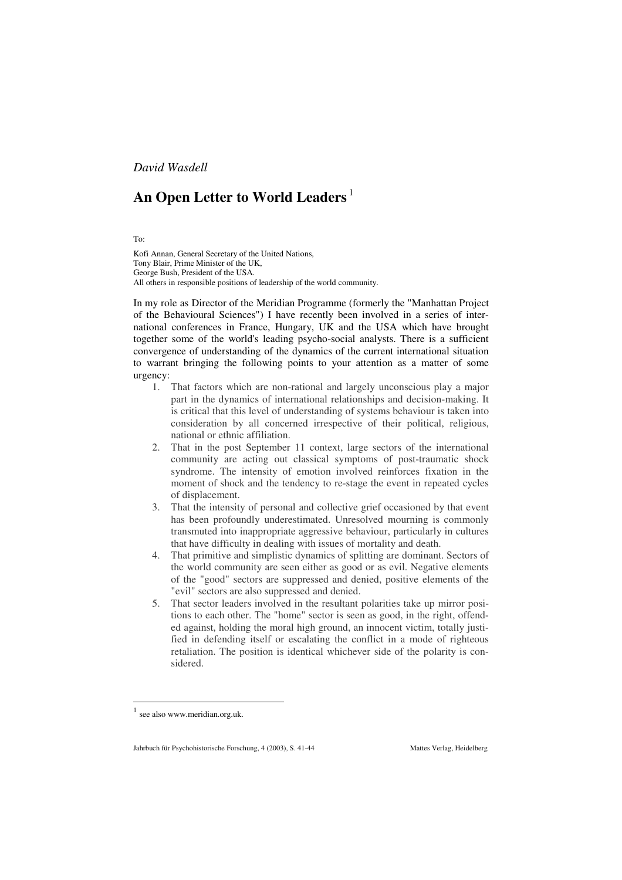*David Wasdell*

# An Open Letter to World Leaders [1]

To:

Kofi Annan, General Secretary of the United Nations,
Tony Blair, Prime Minister of the UK,
George Bush, President of the USA.
All others in responsible positions of leadership of the world community.

In my role as Director of the Meridian Programme (formerly the "Manhattan Project of the Behavioural Sciences") I have recently been involved in a series of international conferences in France, Hungary, UK and the USA which have brought together some of the world's leading psycho-social analysts. There is a sufficient convergence of understanding of the dynamics of the current international situation to warrant bringing the following points to your attention as a matter of some urgency:

1. That factors which are non-rational and largely unconscious play a major part in the dynamics of international relationships and decision-making. It is critical that this level of understanding of systems behaviour is taken into consideration by all concerned irrespective of their political, religious, national or ethnic affiliation.
2. That in the post September 11 context, large sectors of the international community are acting out classical symptoms of post-traumatic shock syndrome. The intensity of emotion involved reinforces fixation in the moment of shock and the tendency to re-stage the event in repeated cycles of displacement.
3. That the intensity of personal and collective grief occasioned by that event has been profoundly underestimated. Unresolved mourning is commonly transmuted into inappropriate aggressive behaviour, particularly in cultures that have difficulty in dealing with issues of mortality and death.
4. That primitive and simplistic dynamics of splitting are dominant. Sectors of the world community are seen either as good or as evil. Negative elements of the "good" sectors are suppressed and denied, positive elements of the "evil" sectors are also suppressed and denied.
5. That sector leaders involved in the resultant polarities take up mirror positions to each other. The "home" sector is seen as good, in the right, offended against, holding the moral high ground, an innocent victim, totally justified in defending itself or escalating the conflict in a mode of righteous retaliation. The position is identical whichever side of the polarity is considered.

---

[1] see also www.meridian.org.uk.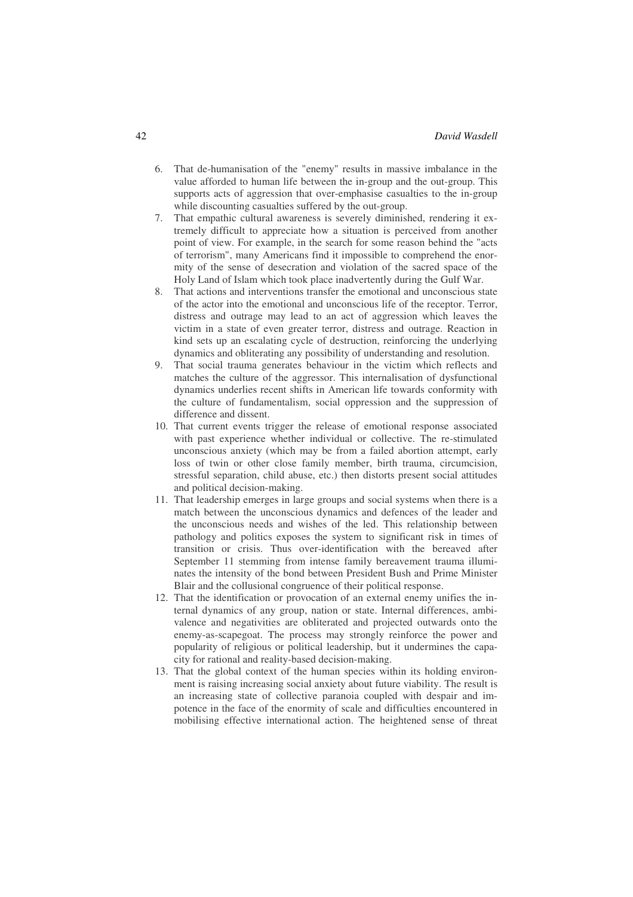6. That de-humanisation of the "enemy" results in massive imbalance in the value afforded to human life between the in-group and the out-group. This supports acts of aggression that over-emphasise casualties to the in-group while discounting casualties suffered by the out-group.
7. That empathic cultural awareness is severely diminished, rendering it extremely difficult to appreciate how a situation is perceived from another point of view. For example, in the search for some reason behind the "acts of terrorism", many Americans find it impossible to comprehend the enormity of the sense of desecration and violation of the sacred space of the Holy Land of Islam which took place inadvertently during the Gulf War.
8. That actions and interventions transfer the emotional and unconscious state of the actor into the emotional and unconscious life of the receptor. Terror, distress and outrage may lead to an act of aggression which leaves the victim in a state of even greater terror, distress and outrage. Reaction in kind sets up an escalating cycle of destruction, reinforcing the underlying dynamics and obliterating any possibility of understanding and resolution.
9. That social trauma generates behaviour in the victim which reflects and matches the culture of the aggressor. This internalisation of dysfunctional dynamics underlies recent shifts in American life towards conformity with the culture of fundamentalism, social oppression and the suppression of difference and dissent.
10. That current events trigger the release of emotional response associated with past experience whether individual or collective. The re-stimulated unconscious anxiety (which may be from a failed abortion attempt, early loss of twin or other close family member, birth trauma, circumcision, stressful separation, child abuse, etc.) then distorts present social attitudes and political decision-making.
11. That leadership emerges in large groups and social systems when there is a match between the unconscious dynamics and defences of the leader and the unconscious needs and wishes of the led. This relationship between pathology and politics exposes the system to significant risk in times of transition or crisis. Thus over-identification with the bereaved after September 11 stemming from intense family bereavement trauma illuminates the intensity of the bond between President Bush and Prime Minister Blair and the collusional congruence of their political response.
12. That the identification or provocation of an external enemy unifies the internal dynamics of any group, nation or state. Internal differences, ambivalence and negativities are obliterated and projected outwards onto the enemy-as-scapegoat. The process may strongly reinforce the power and popularity of religious or political leadership, but it undermines the capacity for rational and reality-based decision-making.
13. That the global context of the human species within its holding environment is raising increasing social anxiety about future viability. The result is an increasing state of collective paranoia coupled with despair and impotence in the face of the enormity of scale and difficulties encountered in mobilising effective international action. The heightened sense of threat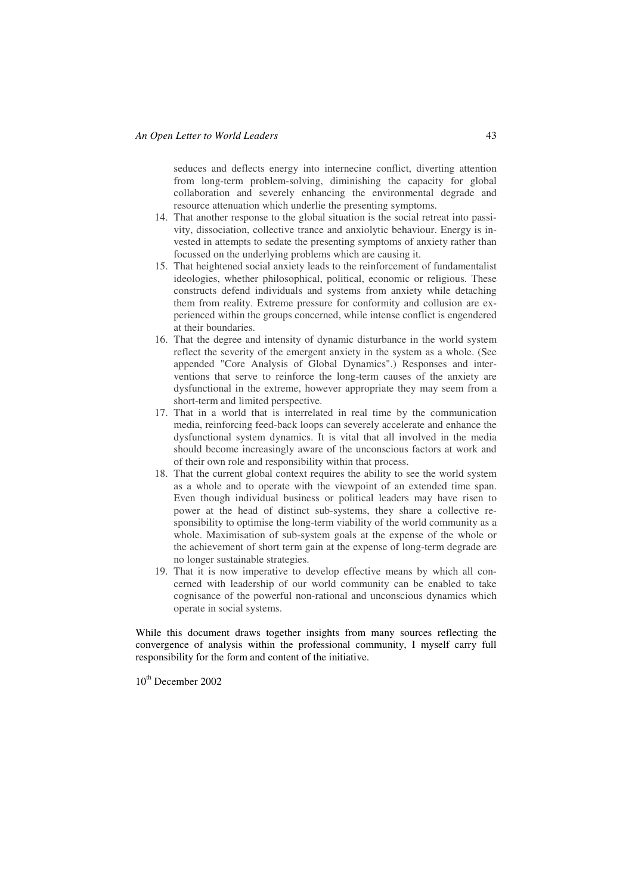seduces and deflects energy into internecine conflict, diverting attention from long-term problem-solving, diminishing the capacity for global collaboration and severely enhancing the environmental degrade and resource attenuation which underlie the presenting symptoms.

14. That another response to the global situation is the social retreat into passivity, dissociation, collective trance and anxiolytic behaviour. Energy is invested in attempts to sedate the presenting symptoms of anxiety rather than focussed on the underlying problems which are causing it.
15. That heightened social anxiety leads to the reinforcement of fundamentalist ideologies, whether philosophical, political, economic or religious. These constructs defend individuals and systems from anxiety while detaching them from reality. Extreme pressure for conformity and collusion are experienced within the groups concerned, while intense conflict is engendered at their boundaries.
16. That the degree and intensity of dynamic disturbance in the world system reflect the severity of the emergent anxiety in the system as a whole. (See appended "Core Analysis of Global Dynamics".) Responses and interventions that serve to reinforce the long-term causes of the anxiety are dysfunctional in the extreme, however appropriate they may seem from a short-term and limited perspective.
17. That in a world that is interrelated in real time by the communication media, reinforcing feed-back loops can severely accelerate and enhance the dysfunctional system dynamics. It is vital that all involved in the media should become increasingly aware of the unconscious factors at work and of their own role and responsibility within that process.
18. That the current global context requires the ability to see the world system as a whole and to operate with the viewpoint of an extended time span. Even though individual business or political leaders may have risen to power at the head of distinct sub-systems, they share a collective responsibility to optimise the long-term viability of the world community as a whole. Maximisation of sub-system goals at the expense of the whole or the achievement of short term gain at the expense of long-term degrade are no longer sustainable strategies.
19. That it is now imperative to develop effective means by which all concerned with leadership of our world community can be enabled to take cognisance of the powerful non-rational and unconscious dynamics which operate in social systems.

While this document draws together insights from many sources reflecting the convergence of analysis within the professional community, I myself carry full responsibility for the form and content of the initiative.

10th December 2002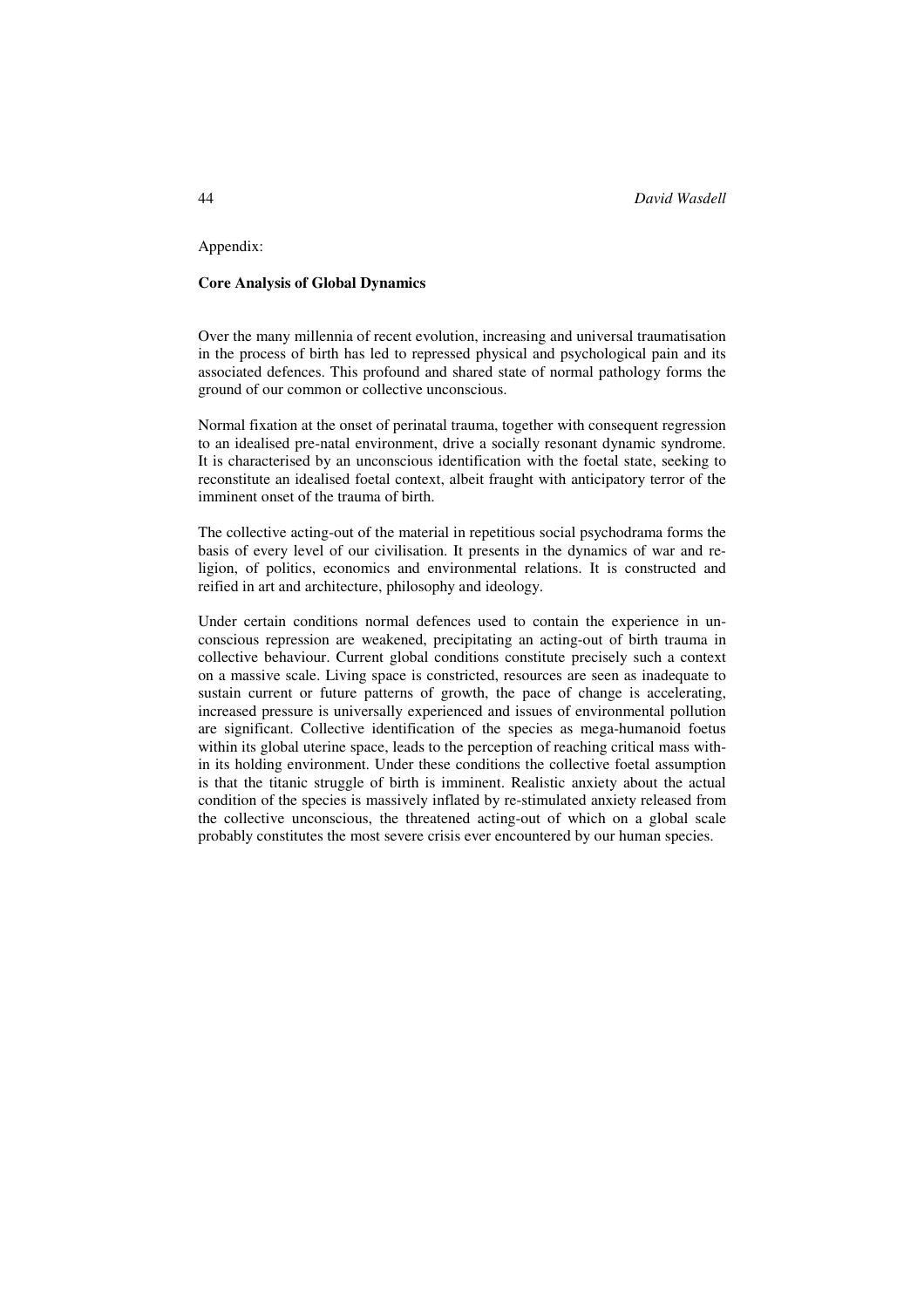Appendix:

**Core Analysis of Global Dynamics**

Over the many millennia of recent evolution, increasing and universal traumatisation in the process of birth has led to repressed physical and psychological pain and its associated defences. This profound and shared state of normal pathology forms the ground of our common or collective unconscious.

Normal fixation at the onset of perinatal trauma, together with consequent regression to an idealised pre-natal environment, drive a socially resonant dynamic syndrome. It is characterised by an unconscious identification with the foetal state, seeking to reconstitute an idealised foetal context, albeit fraught with anticipatory terror of the imminent onset of the trauma of birth.

The collective acting-out of the material in repetitious social psychodrama forms the basis of every level of our civilisation. It presents in the dynamics of war and religion, of politics, economics and environmental relations. It is constructed and reified in art and architecture, philosophy and ideology.

Under certain conditions normal defences used to contain the experience in unconscious repression are weakened, precipitating an acting-out of birth trauma in collective behaviour. Current global conditions constitute precisely such a context on a massive scale. Living space is constricted, resources are seen as inadequate to sustain current or future patterns of growth, the pace of change is accelerating, increased pressure is universally experienced and issues of environmental pollution are significant. Collective identification of the species as mega-humanoid foetus within its global uterine space, leads to the perception of reaching critical mass within its holding environment. Under these conditions the collective foetal assumption is that the titanic struggle of birth is imminent. Realistic anxiety about the actual condition of the species is massively inflated by re-stimulated anxiety released from the collective unconscious, the threatened acting-out of which on a global scale probably constitutes the most severe crisis ever encountered by our human species.